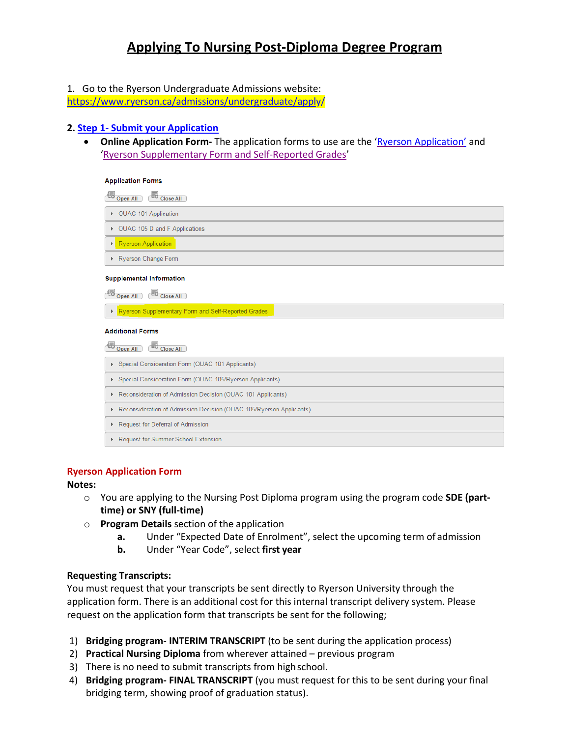# Applying To Nursing Post-Diploma Degree Program

1. Go to the Ryerson Undergraduate Admissions website: https://www.ryerson.ca/admissions/undergraduate/apply/

2. **Step 1- Submit your Application**
   - **Online Application Form-** The application forms to use are the 'Ryerson Application' and 'Ryerson Supplementary Form and Self-Reported Grades'

**Application Forms**

Open All | Close All

- OUAC 101 Application
- OUAC 105 D and F Applications
- Ryerson Application
- Ryerson Change Form

**Supplemental Information**

Open All | Close All

- Ryerson Supplementary Form and Self-Reported Grades

**Additional Forms**

Open All | Close All

- Special Consideration Form (OUAC 101 Applicants)
- Special Consideration Form (OUAC 105/Ryerson Applicants)
- Reconsideration of Admission Decision (OUAC 101 Applicants)
- Reconsideration of Admission Decision (OUAC 105/Ryerson Applicants)
- Request for Deferral of Admission
- Request for Summer School Extension

### Ryerson Application Form

**Notes:**

- You are applying to the Nursing Post Diploma program using the program code **SDE (part-time) or SNY (full-time)**
- **Program Details** section of the application
  - a. Under "Expected Date of Enrolment", select the upcoming term of admission
  - b. Under "Year Code", select **first year**

**Requesting Transcripts:**

You must request that your transcripts be sent directly to Ryerson University through the application form. There is an additional cost for this internal transcript delivery system. Please request on the application form that transcripts be sent for the following;

1) **Bridging program- INTERIM TRANSCRIPT** (to be sent during the application process)
2) **Practical Nursing Diploma** from wherever attained – previous program
3) There is no need to submit transcripts from high school.
4) **Bridging program- FINAL TRANSCRIPT** (you must request for this to be sent during your final bridging term, showing proof of graduation status).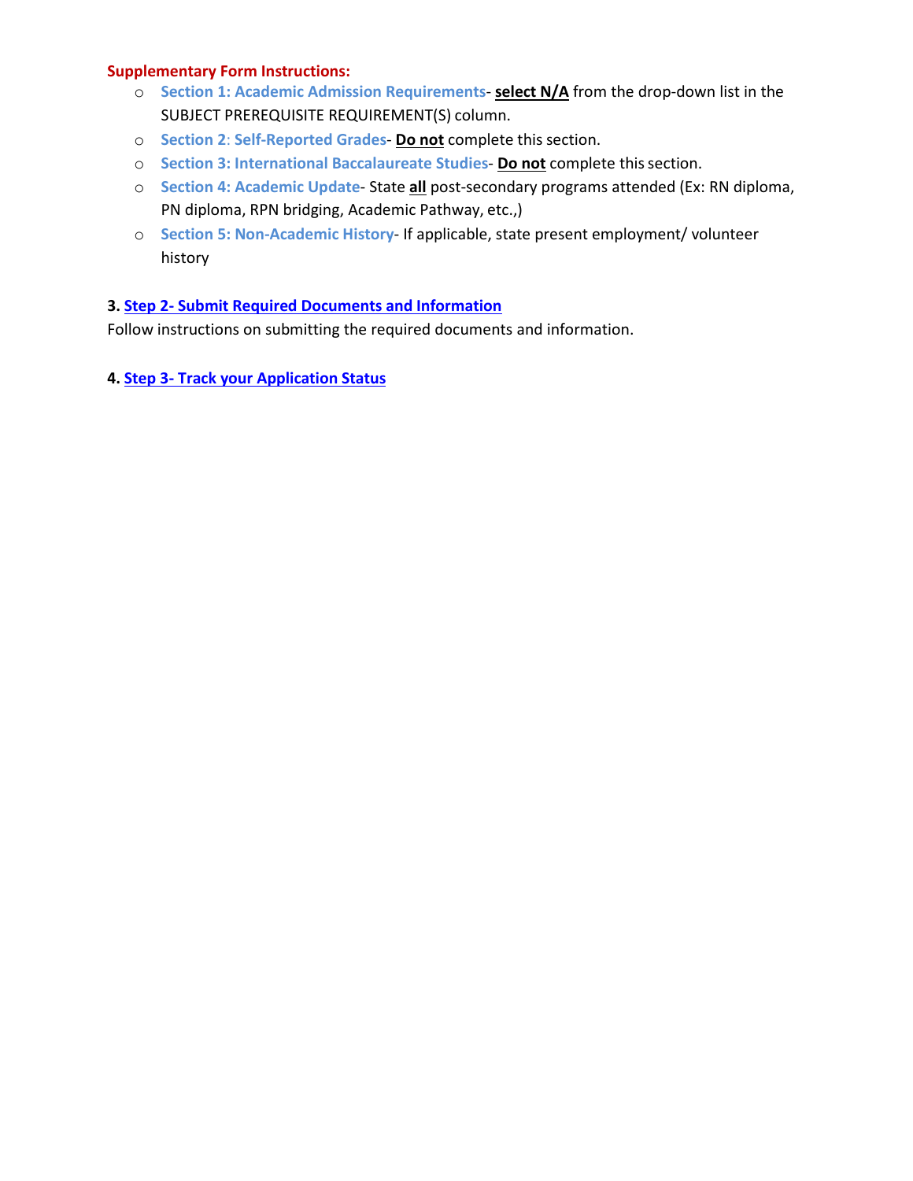**Supplementary Form Instructions:**

- **Section 1: Academic Admission Requirements**- **select N/A** from the drop-down list in the SUBJECT PREREQUISITE REQUIREMENT(S) column.
- **Section 2: Self-Reported Grades**- **Do not** complete this section.
- **Section 3: International Baccalaureate Studies**- **Do not** complete this section.
- **Section 4: Academic Update**- State **all** post-secondary programs attended (Ex: RN diploma, PN diploma, RPN bridging, Academic Pathway, etc.,)
- **Section 5: Non-Academic History**- If applicable, state present employment/ volunteer history

**3. Step 2- Submit Required Documents and Information**

Follow instructions on submitting the required documents and information.

**4. Step 3- Track your Application Status**